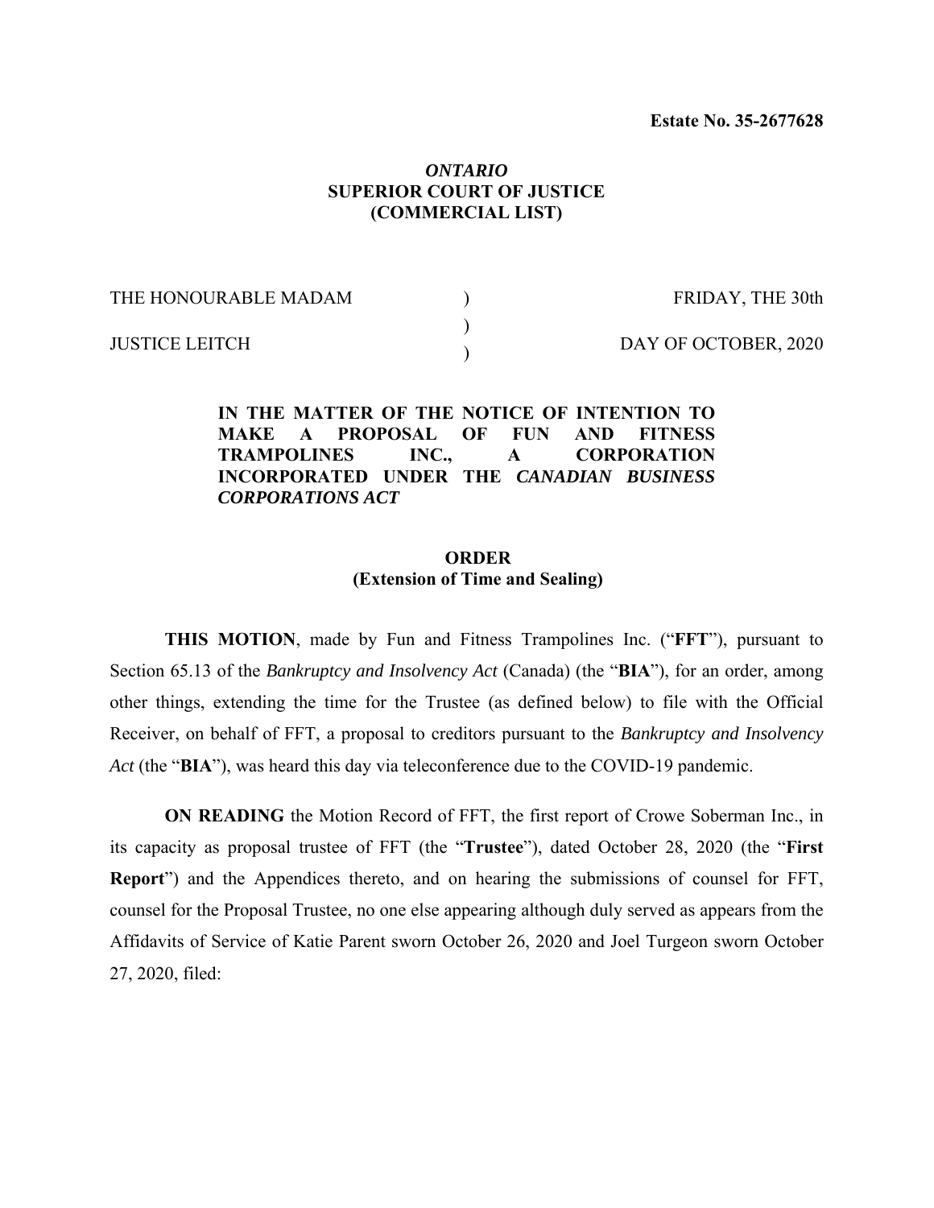**Estate No. 35-2677628**

*ONTARIO*
**SUPERIOR COURT OF JUSTICE**
**(COMMERCIAL LIST)**

| THE HONOURABLE MADAM | ) | FRIDAY, THE 30th |
|---|---|---|
| | ) | |
| JUSTICE LEITCH | ) | DAY OF OCTOBER, 2020 |

**IN THE MATTER OF THE NOTICE OF INTENTION TO MAKE A PROPOSAL OF FUN AND FITNESS TRAMPOLINES INC., A CORPORATION INCORPORATED UNDER THE *CANADIAN BUSINESS CORPORATIONS ACT***

**ORDER**
**(Extension of Time and Sealing)**

**THIS MOTION**, made by Fun and Fitness Trampolines Inc. ("**FFT**"), pursuant to Section 65.13 of the *Bankruptcy and Insolvency Act* (Canada) (the "**BIA**"), for an order, among other things, extending the time for the Trustee (as defined below) to file with the Official Receiver, on behalf of FFT, a proposal to creditors pursuant to the *Bankruptcy and Insolvency Act* (the "**BIA**"), was heard this day via teleconference due to the COVID-19 pandemic.

**ON READING** the Motion Record of FFT, the first report of Crowe Soberman Inc., in its capacity as proposal trustee of FFT (the "**Trustee**"), dated October 28, 2020 (the "**First Report**") and the Appendices thereto, and on hearing the submissions of counsel for FFT, counsel for the Proposal Trustee, no one else appearing although duly served as appears from the Affidavits of Service of Katie Parent sworn October 26, 2020 and Joel Turgeon sworn October 27, 2020, filed: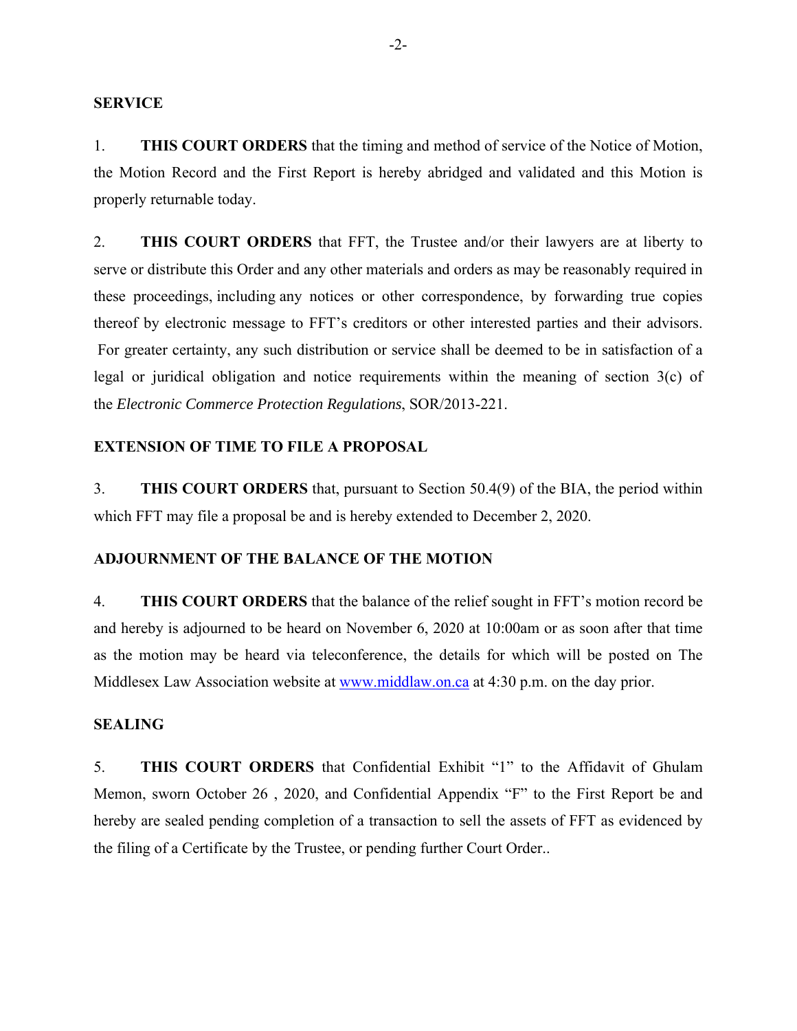**SERVICE**

1. **THIS COURT ORDERS** that the timing and method of service of the Notice of Motion, the Motion Record and the First Report is hereby abridged and validated and this Motion is properly returnable today.

2. **THIS COURT ORDERS** that FFT, the Trustee and/or their lawyers are at liberty to serve or distribute this Order and any other materials and orders as may be reasonably required in these proceedings, including any notices or other correspondence, by forwarding true copies thereof by electronic message to FFT's creditors or other interested parties and their advisors. For greater certainty, any such distribution or service shall be deemed to be in satisfaction of a legal or juridical obligation and notice requirements within the meaning of section 3(c) of the *Electronic Commerce Protection Regulations*, SOR/2013-221.

**EXTENSION OF TIME TO FILE A PROPOSAL**

3. **THIS COURT ORDERS** that, pursuant to Section 50.4(9) of the BIA, the period within which FFT may file a proposal be and is hereby extended to December 2, 2020.

**ADJOURNMENT OF THE BALANCE OF THE MOTION**

4. **THIS COURT ORDERS** that the balance of the relief sought in FFT's motion record be and hereby is adjourned to be heard on November 6, 2020 at 10:00am or as soon after that time as the motion may be heard via teleconference, the details for which will be posted on The Middlesex Law Association website at [www.middlaw.on.ca](http://www.middlaw.on.ca) at 4:30 p.m. on the day prior.

**SEALING**

5. **THIS COURT ORDERS** that Confidential Exhibit "1" to the Affidavit of Ghulam Memon, sworn October 26 , 2020, and Confidential Appendix "F" to the First Report be and hereby are sealed pending completion of a transaction to sell the assets of FFT as evidenced by the filing of a Certificate by the Trustee, or pending further Court Order..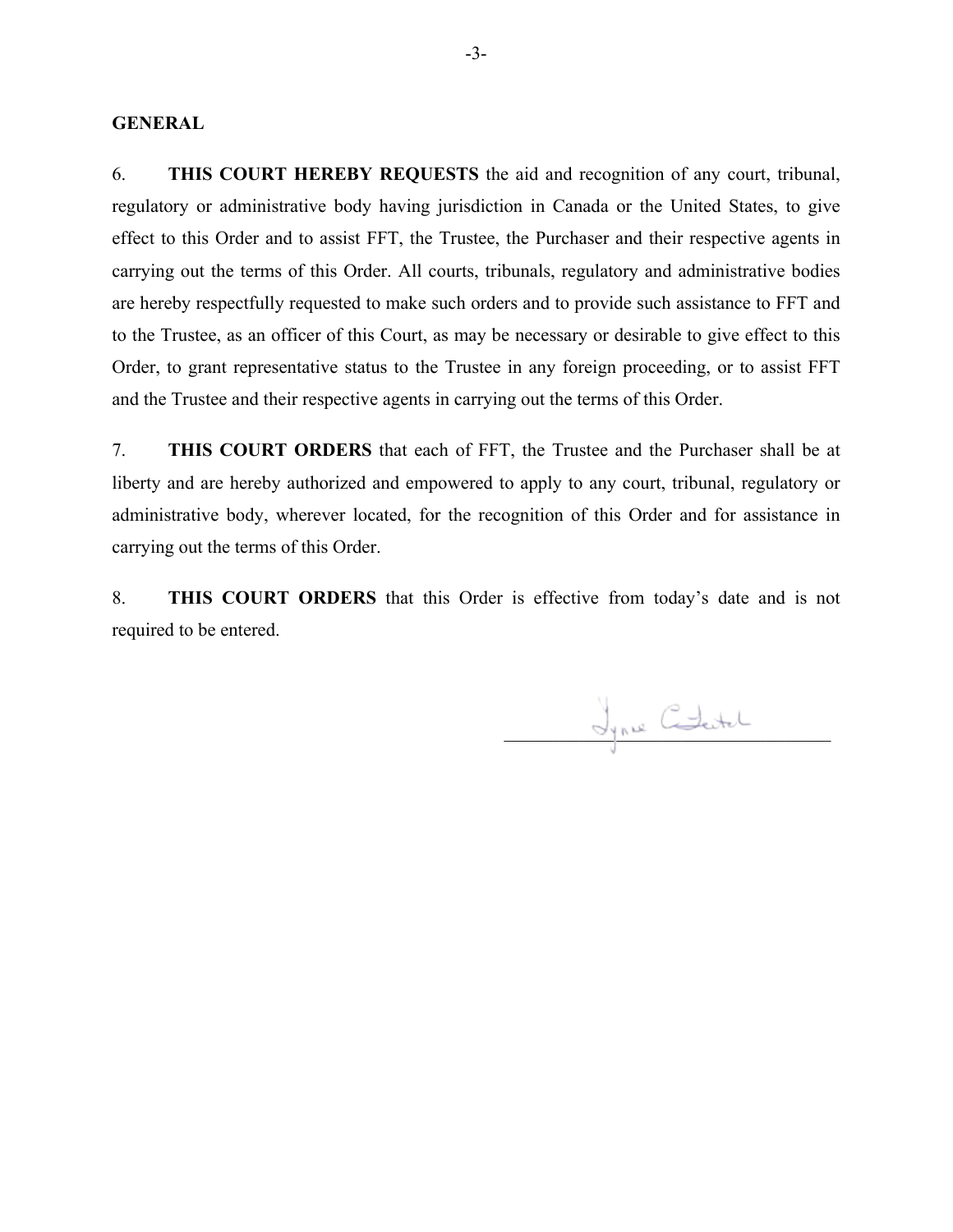**GENERAL**

6. **THIS COURT HEREBY REQUESTS** the aid and recognition of any court, tribunal, regulatory or administrative body having jurisdiction in Canada or the United States, to give effect to this Order and to assist FFT, the Trustee, the Purchaser and their respective agents in carrying out the terms of this Order. All courts, tribunals, regulatory and administrative bodies are hereby respectfully requested to make such orders and to provide such assistance to FFT and to the Trustee, as an officer of this Court, as may be necessary or desirable to give effect to this Order, to grant representative status to the Trustee in any foreign proceeding, or to assist FFT and the Trustee and their respective agents in carrying out the terms of this Order.

7. **THIS COURT ORDERS** that each of FFT, the Trustee and the Purchaser shall be at liberty and are hereby authorized and empowered to apply to any court, tribunal, regulatory or administrative body, wherever located, for the recognition of this Order and for assistance in carrying out the terms of this Order.

8. **THIS COURT ORDERS** that this Order is effective from today's date and is not required to be entered.

Lynne Castel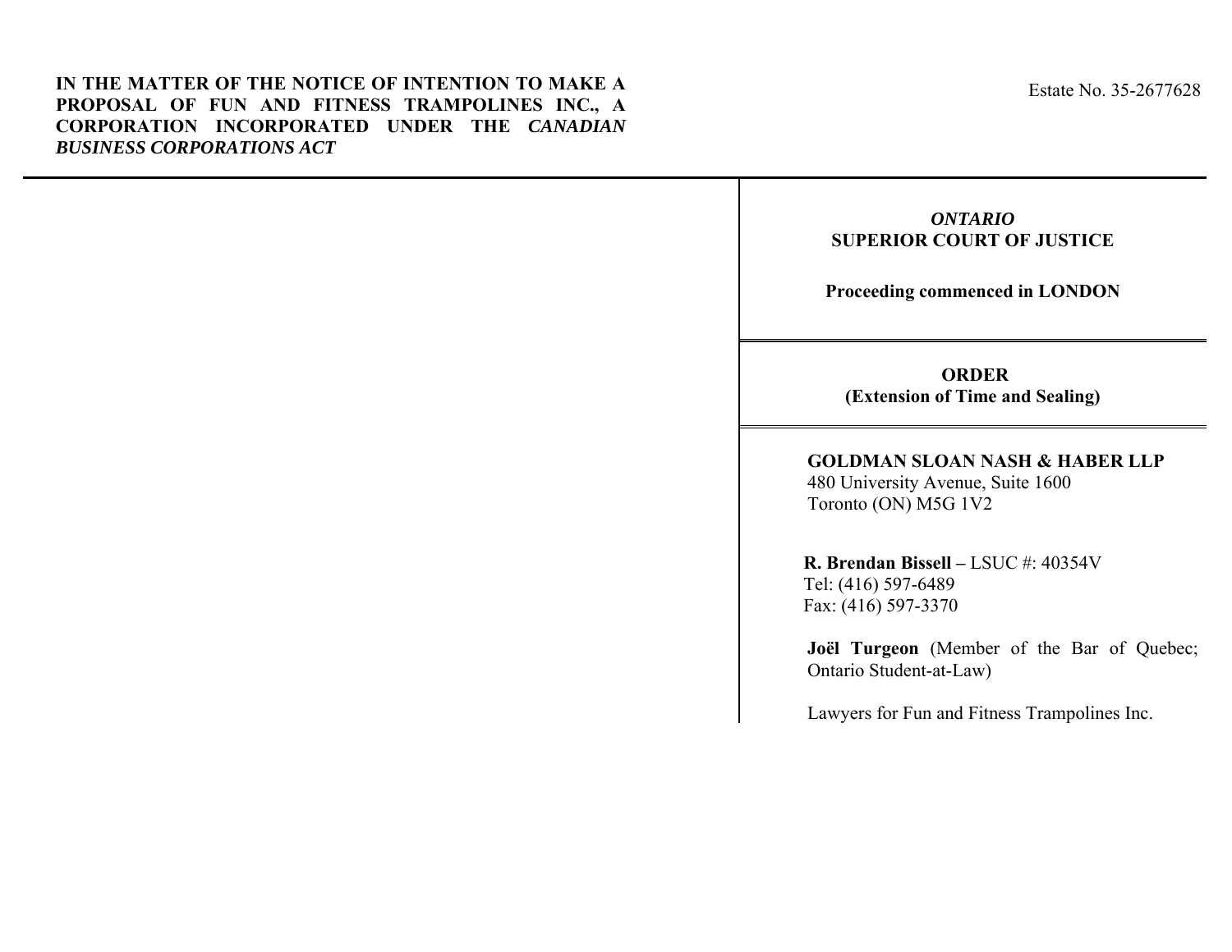**IN THE MATTER OF THE NOTICE OF INTENTION TO MAKE A PROPOSAL OF FUN AND FITNESS TRAMPOLINES INC., A CORPORATION INCORPORATED UNDER THE *CANADIAN BUSINESS CORPORATIONS ACT***

Estate No. 35-2677628

***ONTARIO***
**SUPERIOR COURT OF JUSTICE**

**Proceeding commenced in LONDON**

**ORDER**
**(Extension of Time and Sealing)**

**GOLDMAN SLOAN NASH & HABER LLP**
480 University Avenue, Suite 1600
Toronto (ON) M5G 1V2

**R. Brendan Bissell –** LSUC #: 40354V
Tel: (416) 597-6489
Fax: (416) 597-3370

**Joël Turgeon** (Member of the Bar of Quebec; Ontario Student-at-Law)

Lawyers for Fun and Fitness Trampolines Inc.